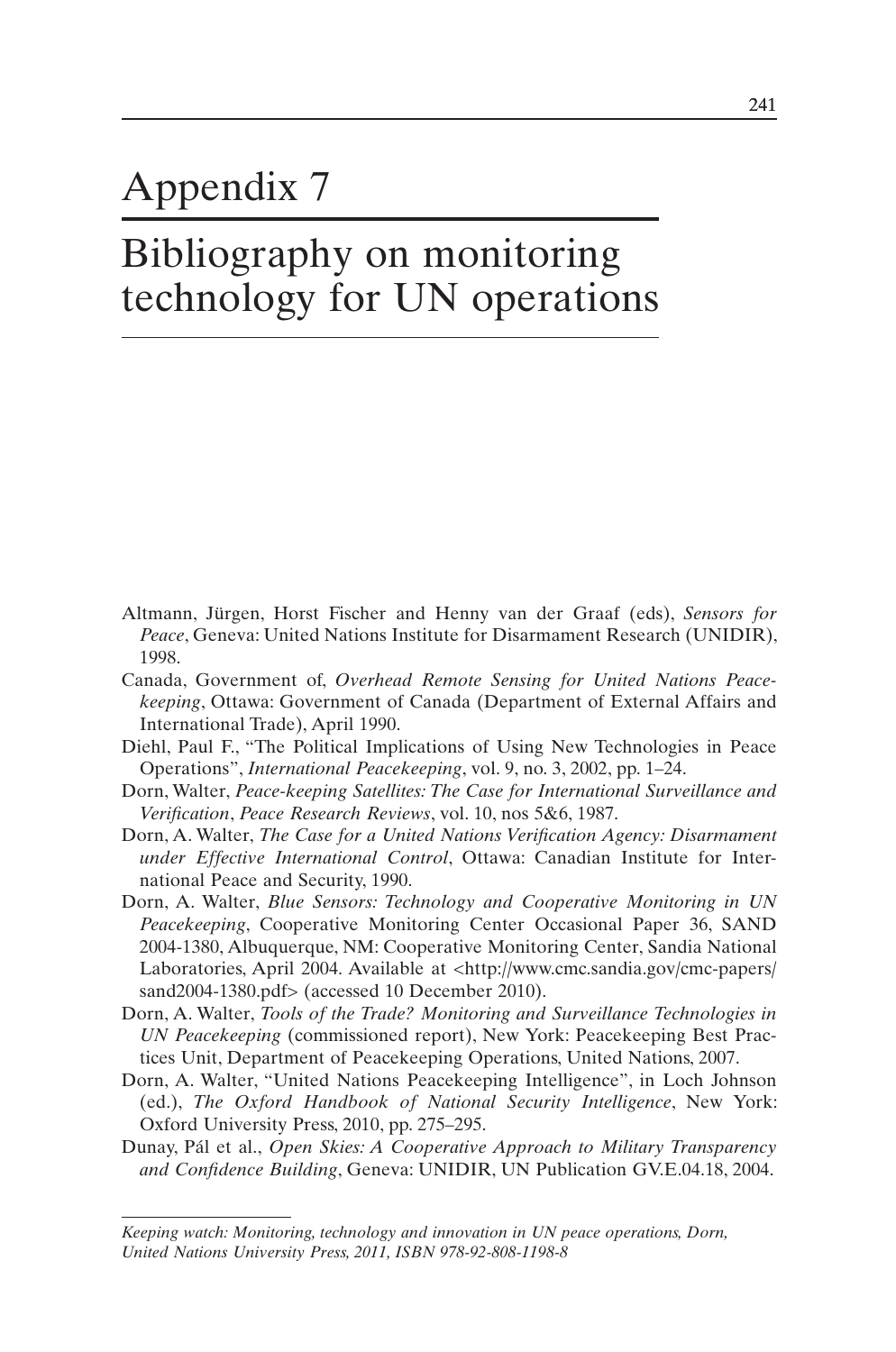# Appendix 7

## Bibliography on monitoring technology for UN operations

Altmann, Jürgen, Horst Fischer and Henny van der Graaf (eds), *Sensors for Peace*, Geneva: United Nations Institute for Disarmament Research (UNIDIR), 1998.

Canada, Government of, *Overhead Remote Sensing for United Nations Peacekeeping*, Ottawa: Government of Canada (Department of External Affairs and International Trade), April 1990.

Diehl, Paul F., "The Political Implications of Using New Technologies in Peace Operations", *International Peacekeeping*, vol. 9, no. 3, 2002, pp. 1–24.

Dorn, Walter, *Peace-keeping Satellites: The Case for International Surveillance and Verification*, *Peace Research Reviews*, vol. 10, nos 5&6, 1987.

Dorn, A. Walter, *The Case for a United Nations Verification Agency: Disarmament under Effective International Control*, Ottawa: Canadian Institute for International Peace and Security, 1990.

Dorn, A. Walter, *Blue Sensors: Technology and Cooperative Monitoring in UN Peacekeeping*, Cooperative Monitoring Center Occasional Paper 36, SAND 2004-1380, Albuquerque, NM: Cooperative Monitoring Center, Sandia National Laboratories, April 2004. Available at <http://www.cmc.sandia.gov/cmc-papers/sand2004-1380.pdf> (accessed 10 December 2010).

Dorn, A. Walter, *Tools of the Trade? Monitoring and Surveillance Technologies in UN Peacekeeping* (commissioned report), New York: Peacekeeping Best Practices Unit, Department of Peacekeeping Operations, United Nations, 2007.

Dorn, A. Walter, "United Nations Peacekeeping Intelligence", in Loch Johnson (ed.), *The Oxford Handbook of National Security Intelligence*, New York: Oxford University Press, 2010, pp. 275–295.

Dunay, Pál et al., *Open Skies: A Cooperative Approach to Military Transparency and Confidence Building*, Geneva: UNIDIR, UN Publication GV.E.04.18, 2004.

*Keeping watch: Monitoring, technology and innovation in UN peace operations, Dorn, United Nations University Press, 2011, ISBN 978-92-808-1198-8*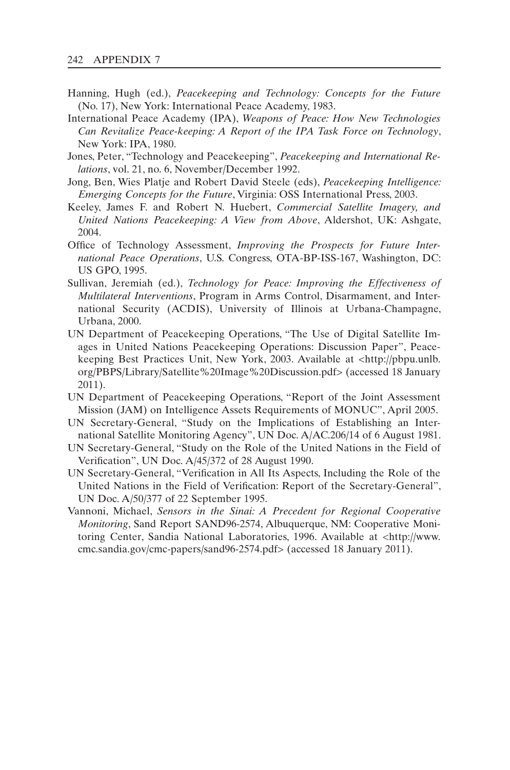Hanning, Hugh (ed.), *Peacekeeping and Technology: Concepts for the Future* (No. 17), New York: International Peace Academy, 1983.

International Peace Academy (IPA), *Weapons of Peace: How New Technologies Can Revitalize Peace-keeping: A Report of the IPA Task Force on Technology*, New York: IPA, 1980.

Jones, Peter, "Technology and Peacekeeping", *Peacekeeping and International Relations*, vol. 21, no. 6, November/December 1992.

Jong, Ben, Wies Platje and Robert David Steele (eds), *Peacekeeping Intelligence: Emerging Concepts for the Future*, Virginia: OSS International Press, 2003.

Keeley, James F. and Robert N. Huebert, *Commercial Satellite Imagery, and United Nations Peacekeeping: A View from Above*, Aldershot, UK: Ashgate, 2004.

Office of Technology Assessment, *Improving the Prospects for Future International Peace Operations*, U.S. Congress, OTA-BP-ISS-167, Washington, DC: US GPO, 1995.

Sullivan, Jeremiah (ed.), *Technology for Peace: Improving the Effectiveness of Multilateral Interventions*, Program in Arms Control, Disarmament, and International Security (ACDIS), University of Illinois at Urbana-Champagne, Urbana, 2000.

UN Department of Peacekeeping Operations, "The Use of Digital Satellite Images in United Nations Peacekeeping Operations: Discussion Paper", Peacekeeping Best Practices Unit, New York, 2003. Available at <http://pbpu.unlb.org/PBPS/Library/Satellite%20Image%20Discussion.pdf> (accessed 18 January 2011).

UN Department of Peacekeeping Operations, "Report of the Joint Assessment Mission (JAM) on Intelligence Assets Requirements of MONUC", April 2005.

UN Secretary-General, "Study on the Implications of Establishing an International Satellite Monitoring Agency", UN Doc. A/AC.206/14 of 6 August 1981.

UN Secretary-General, "Study on the Role of the United Nations in the Field of Verification", UN Doc. A/45/372 of 28 August 1990.

UN Secretary-General, "Verification in All Its Aspects, Including the Role of the United Nations in the Field of Verification: Report of the Secretary-General", UN Doc. A/50/377 of 22 September 1995.

Vannoni, Michael, *Sensors in the Sinai: A Precedent for Regional Cooperative Monitoring*, Sand Report SAND96-2574, Albuquerque, NM: Cooperative Monitoring Center, Sandia National Laboratories, 1996. Available at <http://www.cmc.sandia.gov/cmc-papers/sand96-2574.pdf> (accessed 18 January 2011).